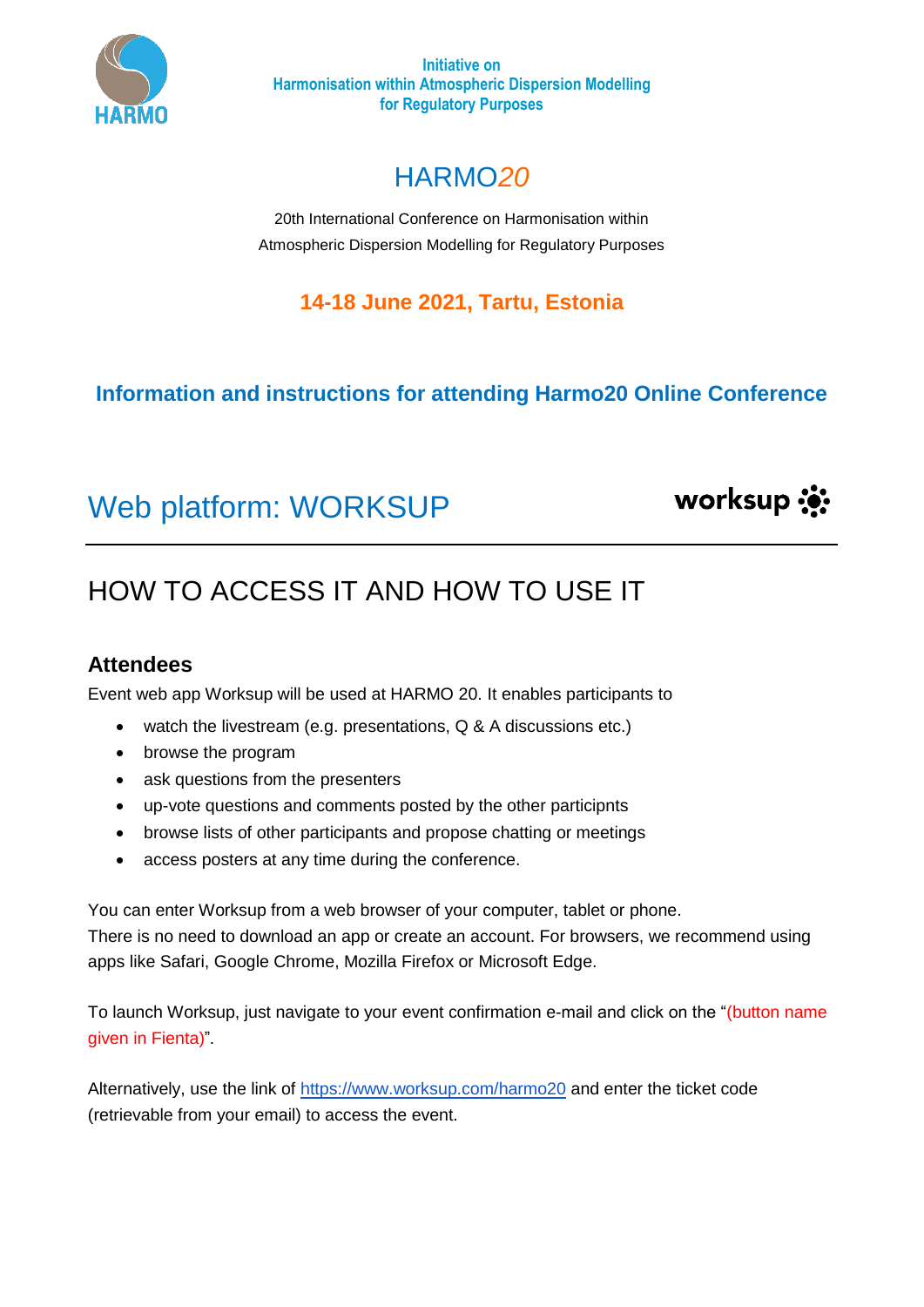Initiative on
Harmonisation within Atmospheric Dispersion Modelling
for Regulatory Purposes

# HARMO*20*

20th International Conference on Harmonisation within
Atmospheric Dispersion Modelling for Regulatory Purposes

**14-18 June 2021, Tartu, Estonia**

**Information and instructions for attending Harmo20 Online Conference**

# Web platform: WORKSUP

worksup

## HOW TO ACCESS IT AND HOW TO USE IT

### Attendees

Event web app Worksup will be used at HARMO 20. It enables participants to

- watch the livestream (e.g. presentations, Q & A discussions etc.)
- browse the program
- ask questions from the presenters
- up-vote questions and comments posted by the other participnts
- browse lists of other participants and propose chatting or meetings
- access posters at any time during the conference.

You can enter Worksup from a web browser of your computer, tablet or phone.
There is no need to download an app or create an account. For browsers, we recommend using apps like Safari, Google Chrome, Mozilla Firefox or Microsoft Edge.

To launch Worksup, just navigate to your event confirmation e-mail and click on the "(button name given in Fienta)".

Alternatively, use the link of https://www.worksup.com/harmo20 and enter the ticket code (retrievable from your email) to access the event.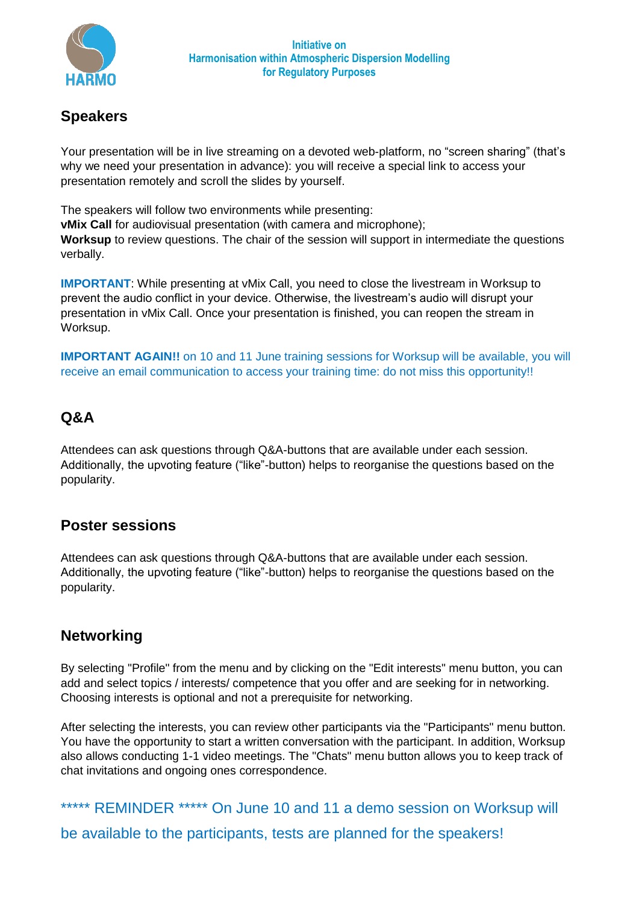## Speakers

Your presentation will be in live streaming on a devoted web-platform, no "screen sharing" (that's why we need your presentation in advance): you will receive a special link to access your presentation remotely and scroll the slides by yourself.

The speakers will follow two environments while presenting:
**vMix Call** for audiovisual presentation (with camera and microphone);
**Worksup** to review questions. The chair of the session will support in intermediate the questions verbally.

**IMPORTANT**: While presenting at vMix Call, you need to close the livestream in Worksup to prevent the audio conflict in your device. Otherwise, the livestream's audio will disrupt your presentation in vMix Call. Once your presentation is finished, you can reopen the stream in Worksup.

**IMPORTANT AGAIN!!** on 10 and 11 June training sessions for Worksup will be available, you will receive an email communication to access your training time: do not miss this opportunity!!

## Q&A

Attendees can ask questions through Q&A-buttons that are available under each session. Additionally, the upvoting feature ("like"-button) helps to reorganise the questions based on the popularity.

## Poster sessions

Attendees can ask questions through Q&A-buttons that are available under each session. Additionally, the upvoting feature ("like"-button) helps to reorganise the questions based on the popularity.

## Networking

By selecting "Profile" from the menu and by clicking on the "Edit interests" menu button, you can add and select topics / interests/ competence that you offer and are seeking for in networking. Choosing interests is optional and not a prerequisite for networking.

After selecting the interests, you can review other participants via the "Participants" menu button. You have the opportunity to start a written conversation with the participant. In addition, Worksup also allows conducting 1-1 video meetings. The "Chats" menu button allows you to keep track of chat invitations and ongoing ones correspondence.

***** REMINDER ***** On June 10 and 11 a demo session on Worksup will be available to the participants, tests are planned for the speakers!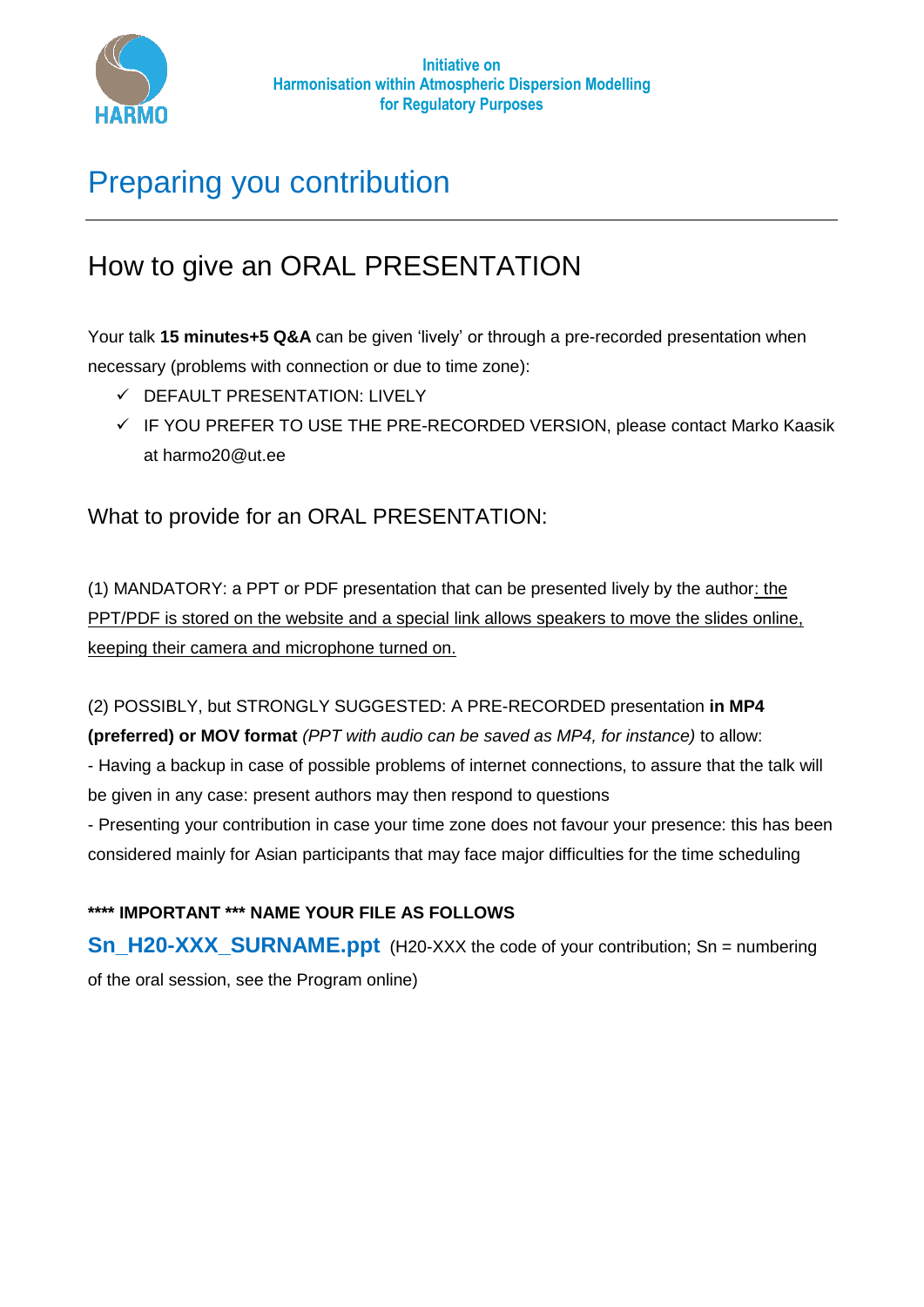# Preparing you contribution

## How to give an ORAL PRESENTATION

Your talk **15 minutes+5 Q&A** can be given 'lively' or through a pre-recorded presentation when necessary (problems with connection or due to time zone):

- ✓ DEFAULT PRESENTATION: LIVELY
- ✓ IF YOU PREFER TO USE THE PRE-RECORDED VERSION, please contact Marko Kaasik at harmo20@ut.ee

### What to provide for an ORAL PRESENTATION:

(1) MANDATORY: a PPT or PDF presentation that can be presented lively by the author: the PPT/PDF is stored on the website and a special link allows speakers to move the slides online, keeping their camera and microphone turned on.

(2) POSSIBLY, but STRONGLY SUGGESTED: A PRE-RECORDED presentation **in MP4 (preferred) or MOV format** *(PPT with audio can be saved as MP4, for instance)* to allow:

- Having a backup in case of possible problems of internet connections, to assure that the talk will be given in any case: present authors may then respond to questions
- Presenting your contribution in case your time zone does not favour your presence: this has been considered mainly for Asian participants that may face major difficulties for the time scheduling

**\*\*\*\* IMPORTANT \*\*\* NAME YOUR FILE AS FOLLOWS**

**Sn_H20-XXX_SURNAME.ppt** (H20-XXX the code of your contribution; Sn = numbering of the oral session, see the Program online)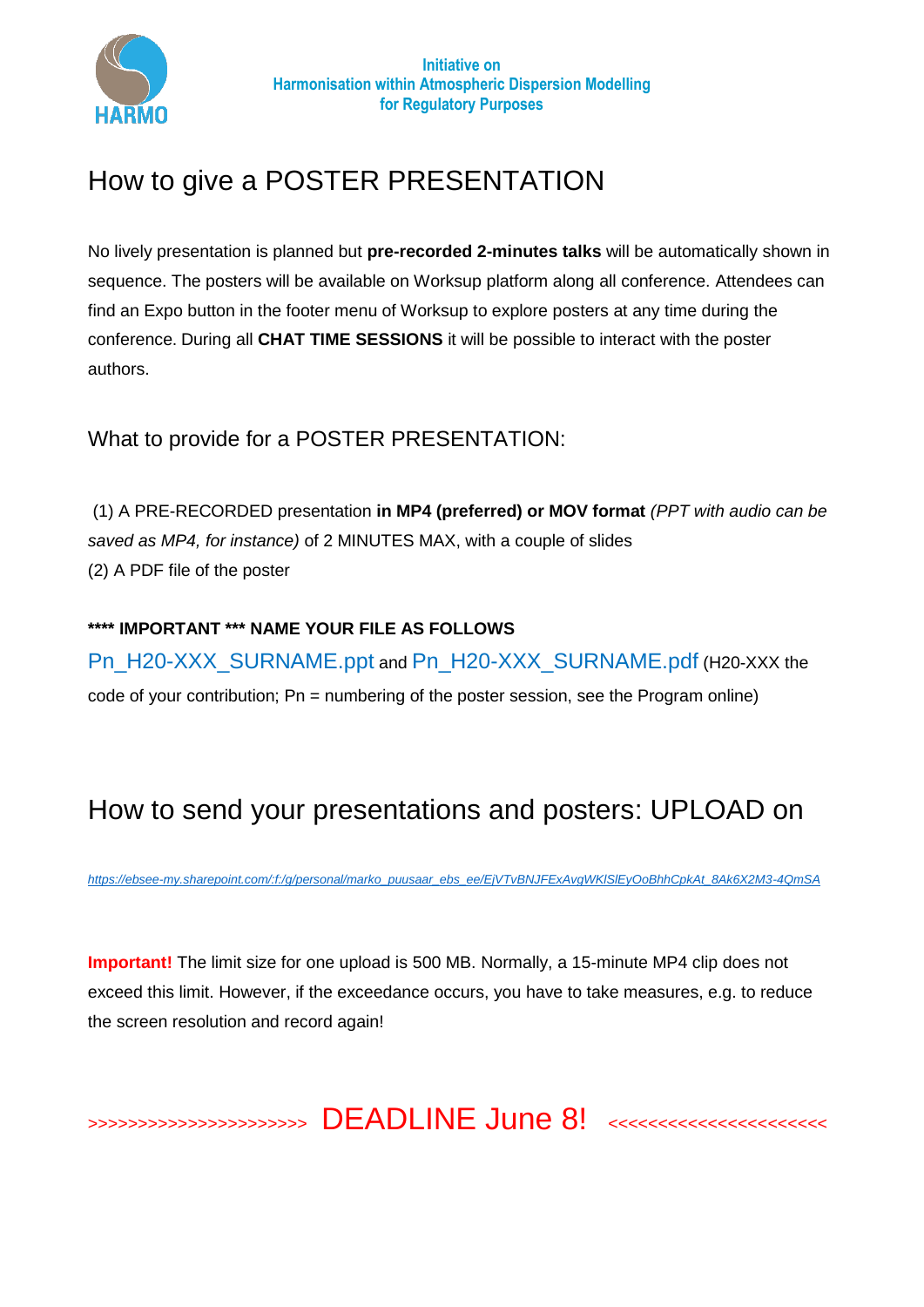Initiative on
Harmonisation within Atmospheric Dispersion Modelling
for Regulatory Purposes

# How to give a POSTER PRESENTATION

No lively presentation is planned but **pre-recorded 2-minutes talks** will be automatically shown in sequence. The posters will be available on Worksup platform along all conference. Attendees can find an Expo button in the footer menu of Worksup to explore posters at any time during the conference. During all **CHAT TIME SESSIONS** it will be possible to interact with the poster authors.

## What to provide for a POSTER PRESENTATION:

(1) A PRE-RECORDED presentation **in MP4 (preferred) or MOV format** *(PPT with audio can be saved as MP4, for instance)* of 2 MINUTES MAX, with a couple of slides
(2) A PDF file of the poster

**\*\*\*\* IMPORTANT \*\*\* NAME YOUR FILE AS FOLLOWS**
Pn_H20-XXX_SURNAME.ppt and Pn_H20-XXX_SURNAME.pdf (H20-XXX the code of your contribution; Pn = numbering of the poster session, see the Program online)

# How to send your presentations and posters: UPLOAD on

*https://ebsee-my.sharepoint.com/:f:/g/personal/marko_puusaar_ebs_ee/EjVTvBNJFExAvgWKlSlEyOoBhhCpkAt_8Ak6X2M3-4QmSA*

**Important!** The limit size for one upload is 500 MB. Normally, a 15-minute MP4 clip does not exceed this limit. However, if the exceedance occurs, you have to take measures, e.g. to reduce the screen resolution and record again!

>>>>>>>>>>>>>>>>>>>>>> DEADLINE June 8! <<<<<<<<<<<<<<<<<<<<<<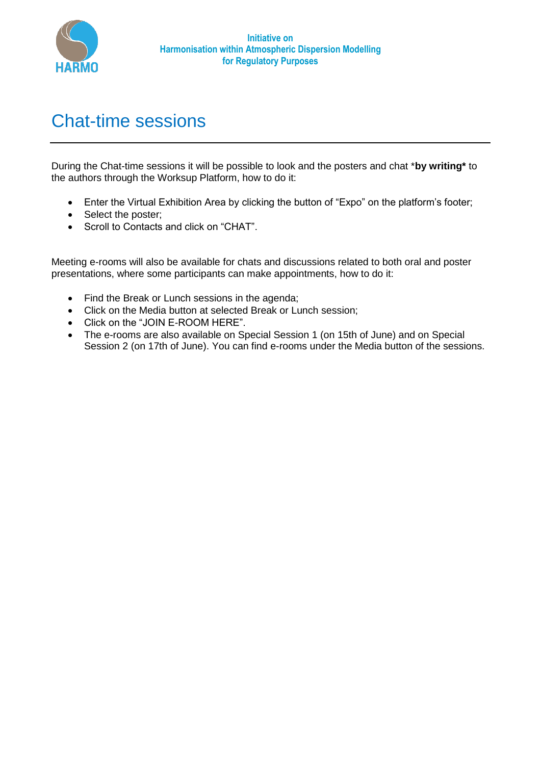# Chat-time sessions

During the Chat-time sessions it will be possible to look and the posters and chat ***by writing*** to the authors through the Worksup Platform, how to do it:

- Enter the Virtual Exhibition Area by clicking the button of "Expo" on the platform's footer;
- Select the poster;
- Scroll to Contacts and click on "CHAT".

Meeting e-rooms will also be available for chats and discussions related to both oral and poster presentations, where some participants can make appointments, how to do it:

- Find the Break or Lunch sessions in the agenda;
- Click on the Media button at selected Break or Lunch session;
- Click on the "JOIN E-ROOM HERE".
- The e-rooms are also available on Special Session 1 (on 15th of June) and on Special Session 2 (on 17th of June). You can find e-rooms under the Media button of the sessions.